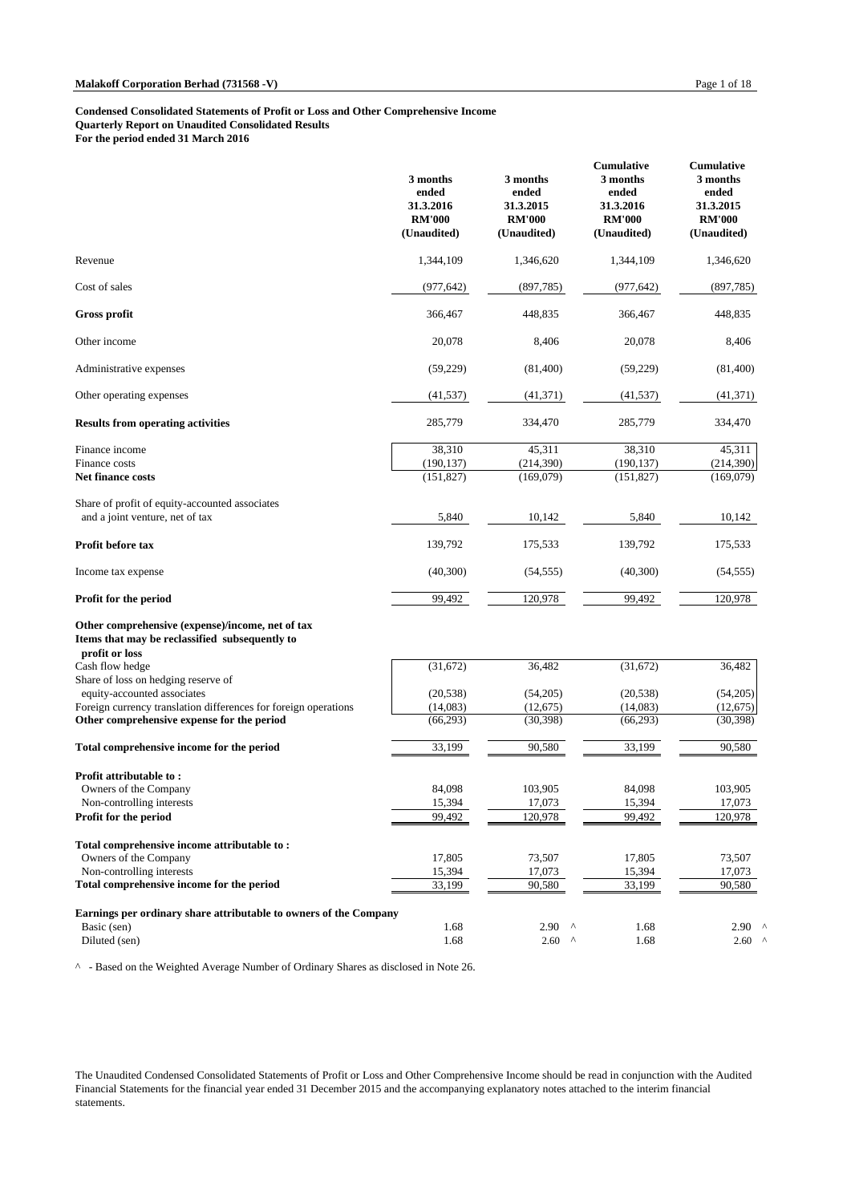**Malakoff Corporation Berhad (731568 -V)**

**Condensed Consolidated Statements of Profit or Loss and Other Comprehensive Income**
**Quarterly Report on Unaudited Consolidated Results**
**For the period ended 31 March 2016**

| | 3 months ended 31.3.2016 RM'000 (Unaudited) | 3 months ended 31.3.2015 RM'000 (Unaudited) | Cumulative 3 months ended 31.3.2016 RM'000 (Unaudited) | Cumulative 3 months ended 31.3.2015 RM'000 (Unaudited) |
|---|---|---|---|---|
| Revenue | 1,344,109 | 1,346,620 | 1,344,109 | 1,346,620 |
| Cost of sales | (977,642) | (897,785) | (977,642) | (897,785) |
| **Gross profit** | 366,467 | 448,835 | 366,467 | 448,835 |
| Other income | 20,078 | 8,406 | 20,078 | 8,406 |
| Administrative expenses | (59,229) | (81,400) | (59,229) | (81,400) |
| Other operating expenses | (41,537) | (41,371) | (41,537) | (41,371) |
| **Results from operating activities** | 285,779 | 334,470 | 285,779 | 334,470 |
| Finance income | 38,310 | 45,311 | 38,310 | 45,311 |
| Finance costs | (190,137) | (214,390) | (190,137) | (214,390) |
| **Net finance costs** | (151,827) | (169,079) | (151,827) | (169,079) |
| Share of profit of equity-accounted associates and a joint venture, net of tax | 5,840 | 10,142 | 5,840 | 10,142 |
| **Profit before tax** | 139,792 | 175,533 | 139,792 | 175,533 |
| Income tax expense | (40,300) | (54,555) | (40,300) | (54,555) |
| **Profit for the period** | 99,492 | 120,978 | 99,492 | 120,978 |
| **Other comprehensive (expense)/income, net of tax** | | | | |
| **Items that may be reclassified subsequently to profit or loss** | | | | |
| Cash flow hedge | (31,672) | 36,482 | (31,672) | 36,482 |
| Share of loss on hedging reserve of equity-accounted associates | (20,538) | (54,205) | (20,538) | (54,205) |
| Foreign currency translation differences for foreign operations | (14,083) | (12,675) | (14,083) | (12,675) |
| **Other comprehensive expense for the period** | (66,293) | (30,398) | (66,293) | (30,398) |
| **Total comprehensive income for the period** | 33,199 | 90,580 | 33,199 | 90,580 |
| **Profit attributable to :** | | | | |
| Owners of the Company | 84,098 | 103,905 | 84,098 | 103,905 |
| Non-controlling interests | 15,394 | 17,073 | 15,394 | 17,073 |
| **Profit for the period** | 99,492 | 120,978 | 99,492 | 120,978 |
| **Total comprehensive income attributable to :** | | | | |
| Owners of the Company | 17,805 | 73,507 | 17,805 | 73,507 |
| Non-controlling interests | 15,394 | 17,073 | 15,394 | 17,073 |
| **Total comprehensive income for the period** | 33,199 | 90,580 | 33,199 | 90,580 |
| **Earnings per ordinary share attributable to owners of the Company** | | | | |
| Basic (sen) | 1.68 | 2.90 ^ | 1.68 | 2.90 ^ |
| Diluted (sen) | 1.68 | 2.60 ^ | 1.68 | 2.60 ^ |

^ - Based on the Weighted Average Number of Ordinary Shares as disclosed in Note 26.

The Unaudited Condensed Consolidated Statements of Profit or Loss and Other Comprehensive Income should be read in conjunction with the Audited Financial Statements for the financial year ended 31 December 2015 and the accompanying explanatory notes attached to the interim financial statements.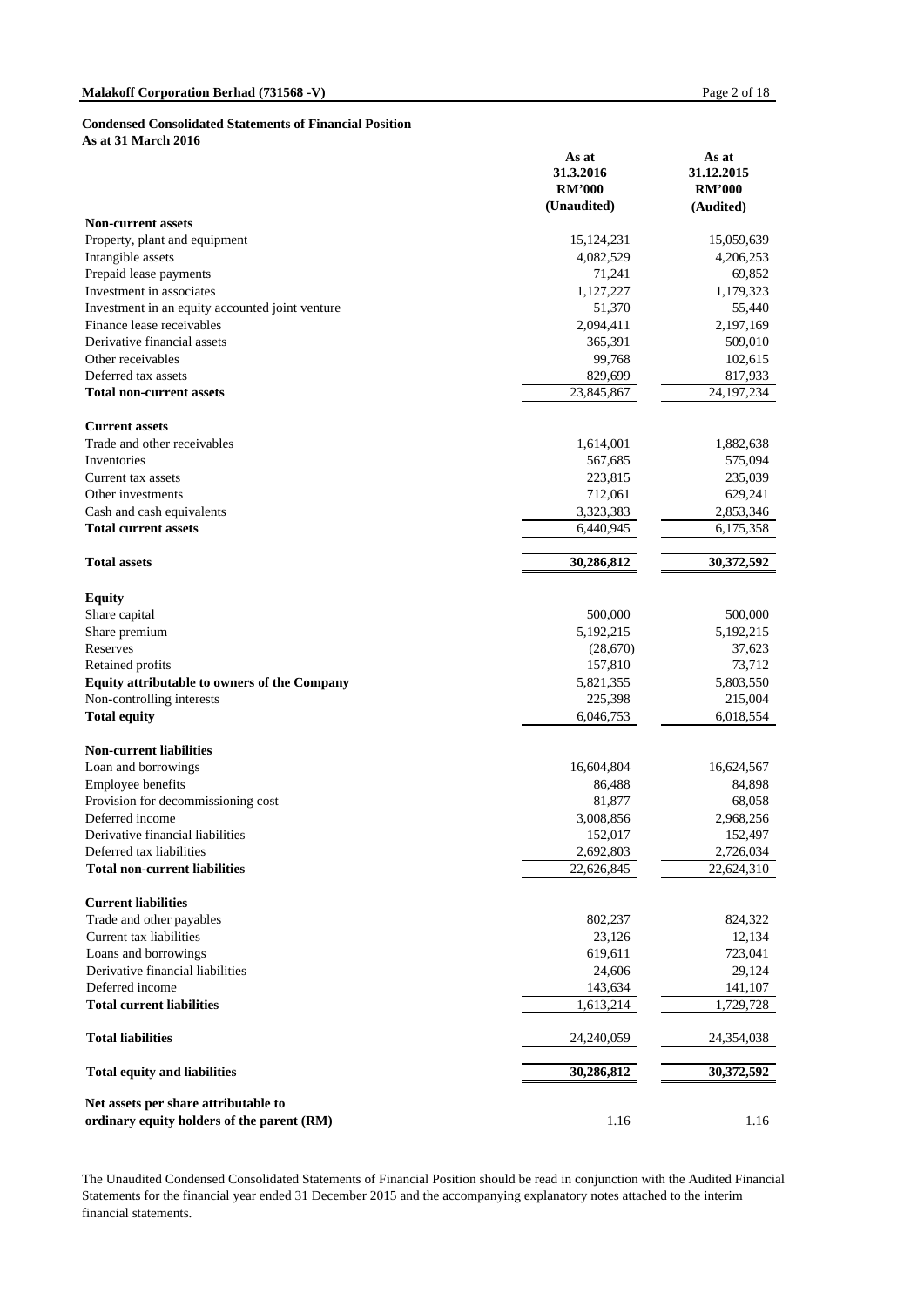**Condensed Consolidated Statements of Financial Position**
**As at 31 March 2016**

| | As at 31.3.2016 RM'000 (Unaudited) | As at 31.12.2015 RM'000 (Audited) |
|---|---|---|
| **Non-current assets** | | |
| Property, plant and equipment | 15,124,231 | 15,059,639 |
| Intangible assets | 4,082,529 | 4,206,253 |
| Prepaid lease payments | 71,241 | 69,852 |
| Investment in associates | 1,127,227 | 1,179,323 |
| Investment in an equity accounted joint venture | 51,370 | 55,440 |
| Finance lease receivables | 2,094,411 | 2,197,169 |
| Derivative financial assets | 365,391 | 509,010 |
| Other receivables | 99,768 | 102,615 |
| Deferred tax assets | 829,699 | 817,933 |
| **Total non-current assets** | 23,845,867 | 24,197,234 |
| | | |
| **Current assets** | | |
| Trade and other receivables | 1,614,001 | 1,882,638 |
| Inventories | 567,685 | 575,094 |
| Current tax assets | 223,815 | 235,039 |
| Other investments | 712,061 | 629,241 |
| Cash and cash equivalents | 3,323,383 | 2,853,346 |
| **Total current assets** | 6,440,945 | 6,175,358 |
| | | |
| **Total assets** | **30,286,812** | **30,372,592** |
| | | |
| **Equity** | | |
| Share capital | 500,000 | 500,000 |
| Share premium | 5,192,215 | 5,192,215 |
| Reserves | (28,670) | 37,623 |
| Retained profits | 157,810 | 73,712 |
| **Equity attributable to owners of the Company** | 5,821,355 | 5,803,550 |
| Non-controlling interests | 225,398 | 215,004 |
| **Total equity** | 6,046,753 | 6,018,554 |
| | | |
| **Non-current liabilities** | | |
| Loan and borrowings | 16,604,804 | 16,624,567 |
| Employee benefits | 86,488 | 84,898 |
| Provision for decommissioning cost | 81,877 | 68,058 |
| Deferred income | 3,008,856 | 2,968,256 |
| Derivative financial liabilities | 152,017 | 152,497 |
| Deferred tax liabilities | 2,692,803 | 2,726,034 |
| **Total non-current liabilities** | 22,626,845 | 22,624,310 |
| | | |
| **Current liabilities** | | |
| Trade and other payables | 802,237 | 824,322 |
| Current tax liabilities | 23,126 | 12,134 |
| Loans and borrowings | 619,611 | 723,041 |
| Derivative financial liabilities | 24,606 | 29,124 |
| Deferred income | 143,634 | 141,107 |
| **Total current liabilities** | 1,613,214 | 1,729,728 |
| | | |
| **Total liabilities** | 24,240,059 | 24,354,038 |
| | | |
| **Total equity and liabilities** | **30,286,812** | **30,372,592** |
| | | |
| **Net assets per share attributable to ordinary equity holders of the parent (RM)** | 1.16 | 1.16 |

The Unaudited Condensed Consolidated Statements of Financial Position should be read in conjunction with the Audited Financial Statements for the financial year ended 31 December 2015 and the accompanying explanatory notes attached to the interim financial statements.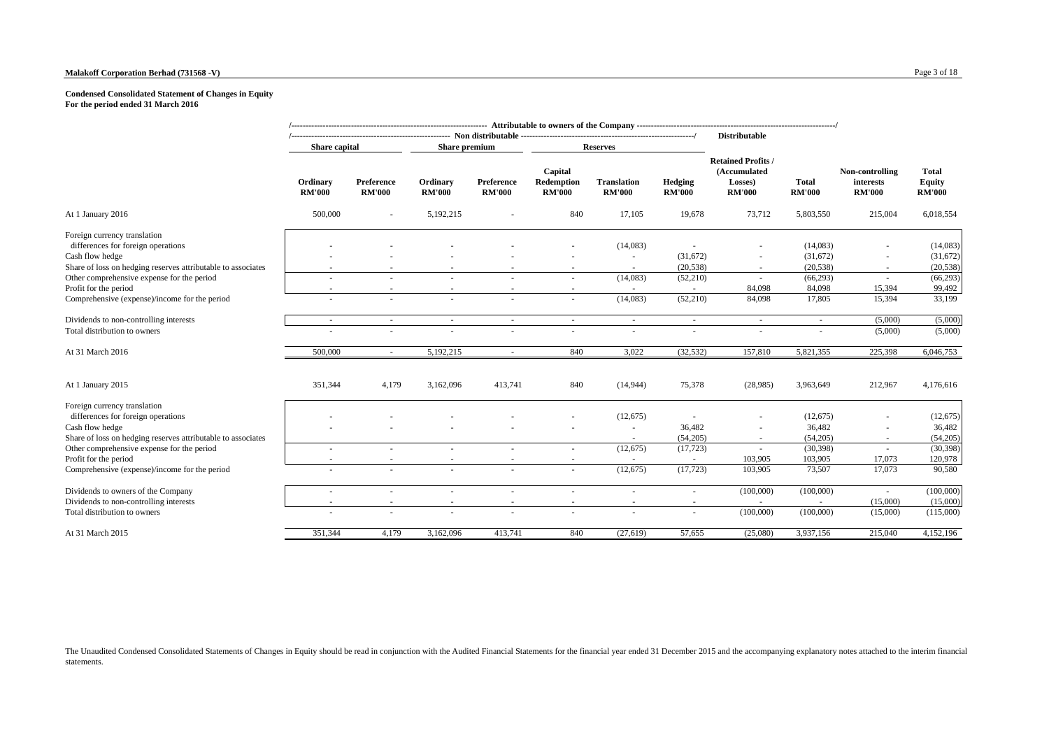**Malakoff Corporation Berhad (731568 -V)**

**Condensed Consolidated Statement of Changes in Equity**
**For the period ended 31 March 2016**

| | Attributable to owners of the Company | | | | | | | | | | |
|---|---|---|---|---|---|---|---|---|---|---|---|
| | Non distributable | | | | | | | Distributable | | | |
| | Share capital | | Share premium | | Reserves | | | | | | |
| | Ordinary RM'000 | Preference RM'000 | Ordinary RM'000 | Preference RM'000 | Capital Redemption RM'000 | Translation RM'000 | Hedging RM'000 | Retained Profits / (Accumulated Losses) RM'000 | Total RM'000 | Non-controlling interests RM'000 | Total Equity RM'000 |
| At 1 January 2016 | 500,000 | - | 5,192,215 | - | 840 | 17,105 | 19,678 | 73,712 | 5,803,550 | 215,004 | 6,018,554 |
| Foreign currency translation differences for foreign operations | - | - | - | - | - | (14,083) | - | - | (14,083) | - | (14,083) |
| Cash flow hedge | - | - | - | - | - | - | (31,672) | - | (31,672) | - | (31,672) |
| Share of loss on hedging reserves attributable to associates | - | - | - | - | - | - | (20,538) | - | (20,538) | - | (20,538) |
| Other comprehensive expense for the period | - | - | - | - | - | (14,083) | (52,210) | - | (66,293) | - | (66,293) |
| Profit for the period | - | - | - | - | - | - | - | 84,098 | 84,098 | 15,394 | 99,492 |
| Comprehensive (expense)/income for the period | - | - | - | - | - | (14,083) | (52,210) | 84,098 | 17,805 | 15,394 | 33,199 |
| Dividends to non-controlling interests | - | - | - | - | - | - | - | - | - | (5,000) | (5,000) |
| Total distribution to owners | - | - | - | - | - | - | - | - | - | (5,000) | (5,000) |
| At 31 March 2016 | 500,000 | - | 5,192,215 | - | 840 | 3,022 | (32,532) | 157,810 | 5,821,355 | 225,398 | 6,046,753 |
| At 1 January 2015 | 351,344 | 4,179 | 3,162,096 | 413,741 | 840 | (14,944) | 75,378 | (28,985) | 3,963,649 | 212,967 | 4,176,616 |
| Foreign currency translation differences for foreign operations | - | - | - | - | - | (12,675) | - | - | (12,675) | - | (12,675) |
| Cash flow hedge | - | - | - | - | - | - | 36,482 | - | 36,482 | - | 36,482 |
| Share of loss on hedging reserves attributable to associates | | | | | | - | (54,205) | - | (54,205) | - | (54,205) |
| Other comprehensive expense for the period | - | - | - | - | - | (12,675) | (17,723) | - | (30,398) | - | (30,398) |
| Profit for the period | - | - | - | - | - | - | - | 103,905 | 103,905 | 17,073 | 120,978 |
| Comprehensive (expense)/income for the period | - | - | - | - | - | (12,675) | (17,723) | 103,905 | 73,507 | 17,073 | 90,580 |
| Dividends to owners of the Company | - | - | - | - | - | - | - | (100,000) | (100,000) | - | (100,000) |
| Dividends to non-controlling interests | - | - | - | - | - | - | - | - | - | (15,000) | (15,000) |
| Total distribution to owners | - | - | - | - | - | - | - | (100,000) | (100,000) | (15,000) | (115,000) |
| At 31 March 2015 | 351,344 | 4,179 | 3,162,096 | 413,741 | 840 | (27,619) | 57,655 | (25,080) | 3,937,156 | 215,040 | 4,152,196 |

The Unaudited Condensed Consolidated Statements of Changes in Equity should be read in conjunction with the Audited Financial Statements for the financial year ended 31 December 2015 and the accompanying explanatory notes attached to the interim financial statements.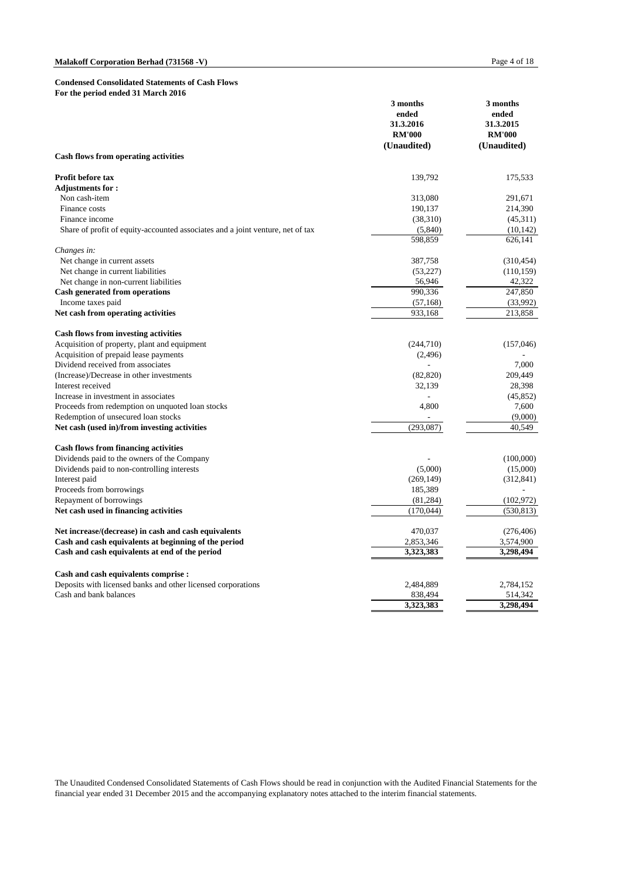**Malakoff Corporation Berhad (731568 -V)**

**Condensed Consolidated Statements of Cash Flows**
**For the period ended 31 March 2016**

| | 3 months ended 31.3.2016 RM'000 (Unaudited) | 3 months ended 31.3.2015 RM'000 (Unaudited) |
|---|---|---|
| **Cash flows from operating activities** | | |
| **Profit before tax** | 139,792 | 175,533 |
| **Adjustments for :** | | |
| Non cash-item | 313,080 | 291,671 |
| Finance costs | 190,137 | 214,390 |
| Finance income | (38,310) | (45,311) |
| Share of profit of equity-accounted associates and a joint venture, net of tax | (5,840) | (10,142) |
| | 598,859 | 626,141 |
| *Changes in:* | | |
| Net change in current assets | 387,758 | (310,454) |
| Net change in current liabilities | (53,227) | (110,159) |
| Net change in non-current liabilities | 56,946 | 42,322 |
| **Cash generated from operations** | 990,336 | 247,850 |
| Income taxes paid | (57,168) | (33,992) |
| **Net cash from operating activities** | 933,168 | 213,858 |
| | | |
| **Cash flows from investing activities** | | |
| Acquisition of property, plant and equipment | (244,710) | (157,046) |
| Acquisition of prepaid lease payments | (2,496) | - |
| Dividend received from associates | - | 7,000 |
| (Increase)/Decrease in other investments | (82,820) | 209,449 |
| Interest received | 32,139 | 28,398 |
| Increase in investment in associates | - | (45,852) |
| Proceeds from redemption on unquoted loan stocks | 4,800 | 7,600 |
| Redemption of unsecured loan stocks | - | (9,000) |
| **Net cash (used in)/from investing activities** | (293,087) | 40,549 |
| | | |
| **Cash flows from financing activities** | | |
| Dividends paid to the owners of the Company | - | (100,000) |
| Dividends paid to non-controlling interests | (5,000) | (15,000) |
| Interest paid | (269,149) | (312,841) |
| Proceeds from borrowings | 185,389 | - |
| Repayment of borrowings | (81,284) | (102,972) |
| **Net cash used in financing activities** | (170,044) | (530,813) |
| | | |
| **Net increase/(decrease) in cash and cash equivalents** | 470,037 | (276,406) |
| **Cash and cash equivalents at beginning of the period** | 2,853,346 | 3,574,900 |
| **Cash and cash equivalents at end of the period** | **3,323,383** | **3,298,494** |
| | | |
| **Cash and cash equivalents comprise :** | | |
| Deposits with licensed banks and other licensed corporations | 2,484,889 | 2,784,152 |
| Cash and bank balances | 838,494 | 514,342 |
| | **3,323,383** | **3,298,494** |

The Unaudited Condensed Consolidated Statements of Cash Flows should be read in conjunction with the Audited Financial Statements for the financial year ended 31 December 2015 and the accompanying explanatory notes attached to the interim financial statements.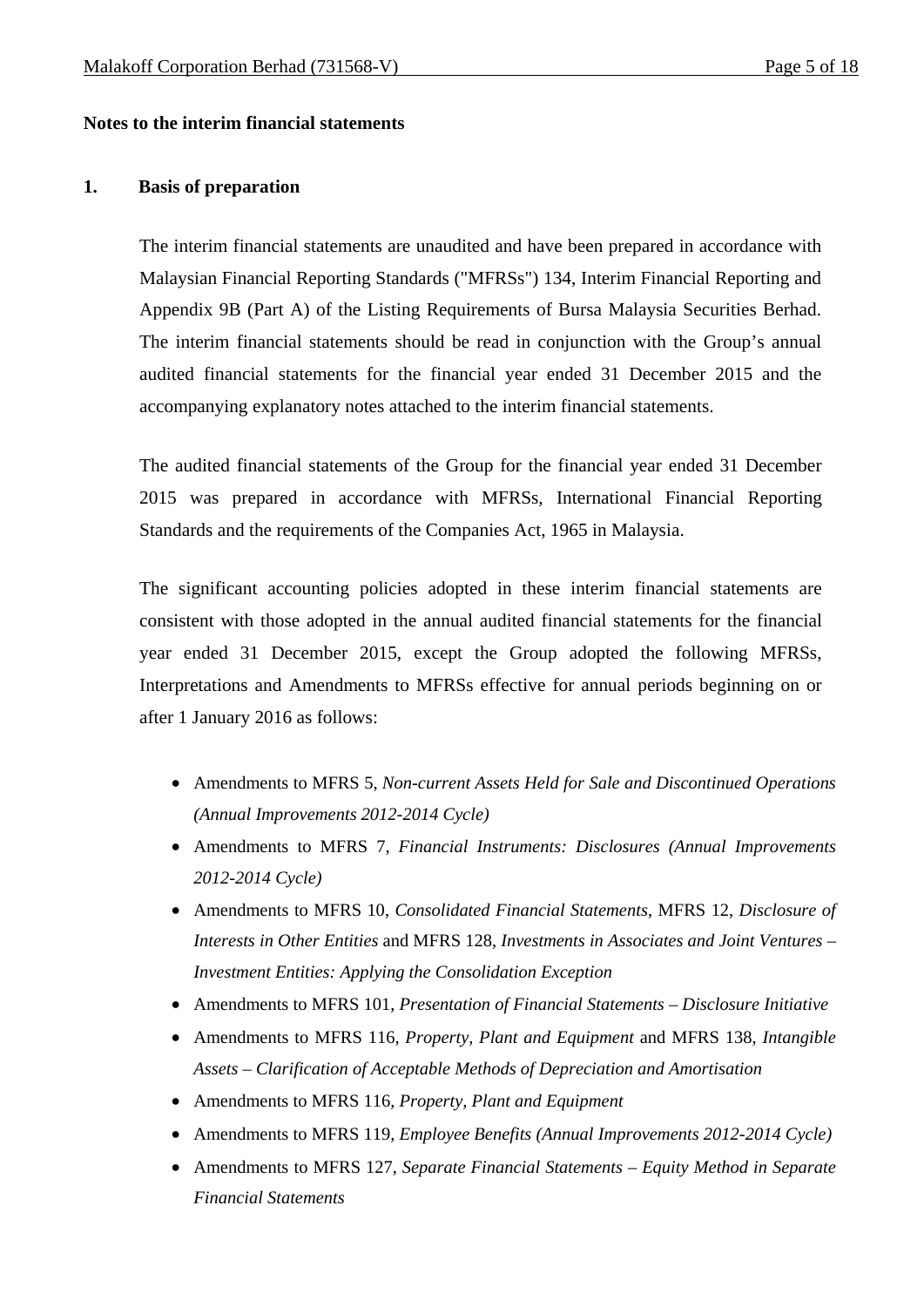**Notes to the interim financial statements**

## 1. Basis of preparation

The interim financial statements are unaudited and have been prepared in accordance with Malaysian Financial Reporting Standards ("MFRSs") 134, Interim Financial Reporting and Appendix 9B (Part A) of the Listing Requirements of Bursa Malaysia Securities Berhad. The interim financial statements should be read in conjunction with the Group's annual audited financial statements for the financial year ended 31 December 2015 and the accompanying explanatory notes attached to the interim financial statements.

The audited financial statements of the Group for the financial year ended 31 December 2015 was prepared in accordance with MFRSs, International Financial Reporting Standards and the requirements of the Companies Act, 1965 in Malaysia.

The significant accounting policies adopted in these interim financial statements are consistent with those adopted in the annual audited financial statements for the financial year ended 31 December 2015, except the Group adopted the following MFRSs, Interpretations and Amendments to MFRSs effective for annual periods beginning on or after 1 January 2016 as follows:

- Amendments to MFRS 5, *Non-current Assets Held for Sale and Discontinued Operations (Annual Improvements 2012-2014 Cycle)*
- Amendments to MFRS 7, *Financial Instruments: Disclosures (Annual Improvements 2012-2014 Cycle)*
- Amendments to MFRS 10, *Consolidated Financial Statements*, MFRS 12, *Disclosure of Interests in Other Entities* and MFRS 128, *Investments in Associates and Joint Ventures – Investment Entities: Applying the Consolidation Exception*
- Amendments to MFRS 101, *Presentation of Financial Statements – Disclosure Initiative*
- Amendments to MFRS 116, *Property, Plant and Equipment* and MFRS 138, *Intangible Assets – Clarification of Acceptable Methods of Depreciation and Amortisation*
- Amendments to MFRS 116, *Property, Plant and Equipment*
- Amendments to MFRS 119, *Employee Benefits (Annual Improvements 2012-2014 Cycle)*
- Amendments to MFRS 127, *Separate Financial Statements – Equity Method in Separate Financial Statements*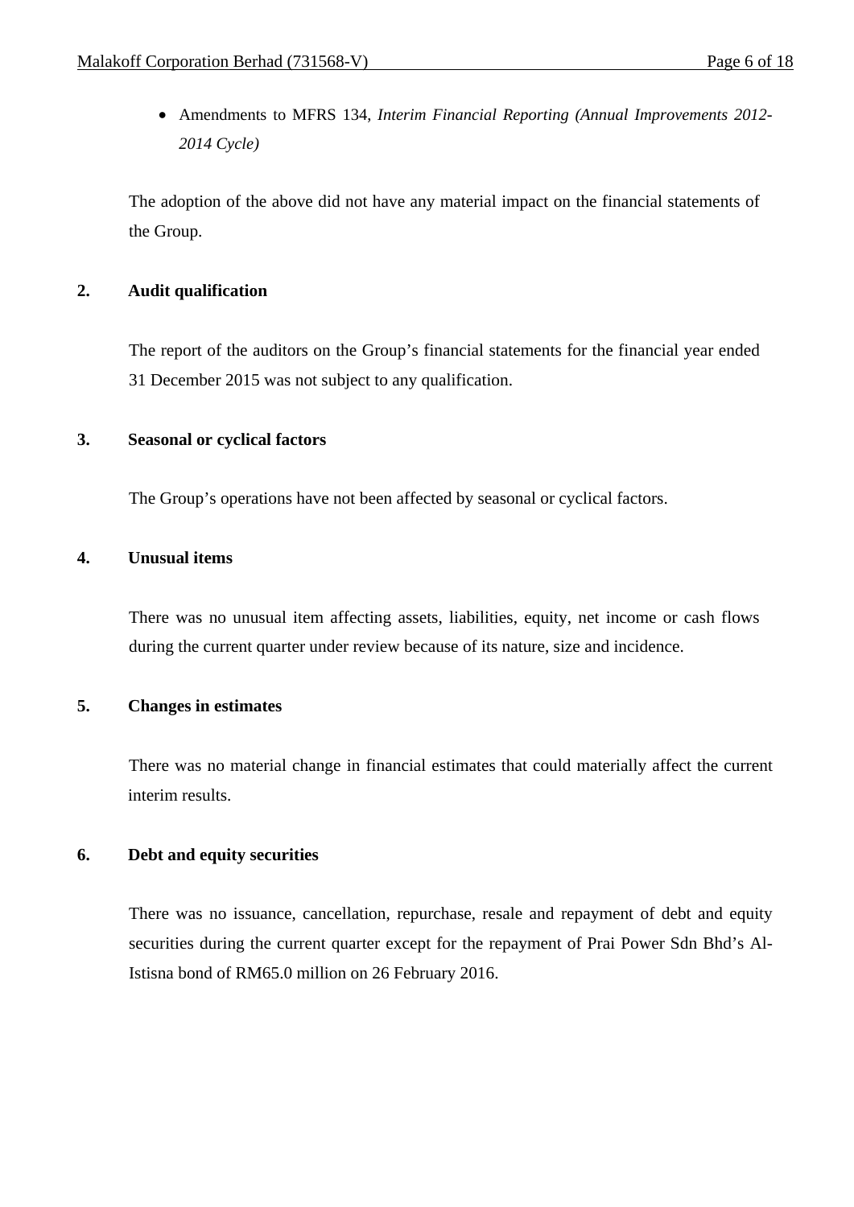- Amendments to MFRS 134, *Interim Financial Reporting (Annual Improvements 2012-2014 Cycle)*

The adoption of the above did not have any material impact on the financial statements of the Group.

**2. Audit qualification**

The report of the auditors on the Group's financial statements for the financial year ended 31 December 2015 was not subject to any qualification.

**3. Seasonal or cyclical factors**

The Group's operations have not been affected by seasonal or cyclical factors.

**4. Unusual items**

There was no unusual item affecting assets, liabilities, equity, net income or cash flows during the current quarter under review because of its nature, size and incidence.

**5. Changes in estimates**

There was no material change in financial estimates that could materially affect the current interim results.

**6. Debt and equity securities**

There was no issuance, cancellation, repurchase, resale and repayment of debt and equity securities during the current quarter except for the repayment of Prai Power Sdn Bhd's Al-Istisna bond of RM65.0 million on 26 February 2016.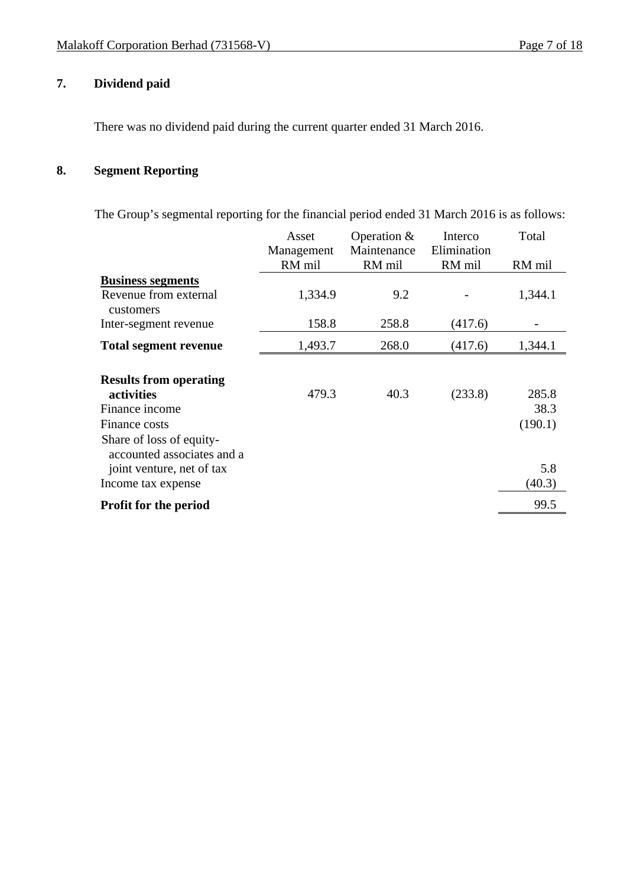## 7. Dividend paid

There was no dividend paid during the current quarter ended 31 March 2016.

## 8. Segment Reporting

The Group's segmental reporting for the financial period ended 31 March 2016 is as follows:

| | Asset Management RM mil | Operation & Maintenance RM mil | Interco Elimination RM mil | Total RM mil |
|---|---|---|---|---|
| **Business segments** | | | | |
| Revenue from external customers | 1,334.9 | 9.2 | - | 1,344.1 |
| Inter-segment revenue | 158.8 | 258.8 | (417.6) | - |
| **Total segment revenue** | 1,493.7 | 268.0 | (417.6) | 1,344.1 |
| | | | | |
| **Results from operating activities** | 479.3 | 40.3 | (233.8) | 285.8 |
| Finance income | | | | 38.3 |
| Finance costs | | | | (190.1) |
| Share of loss of equity-accounted associates and a joint venture, net of tax | | | | 5.8 |
| Income tax expense | | | | (40.3) |
| **Profit for the period** | | | | 99.5 |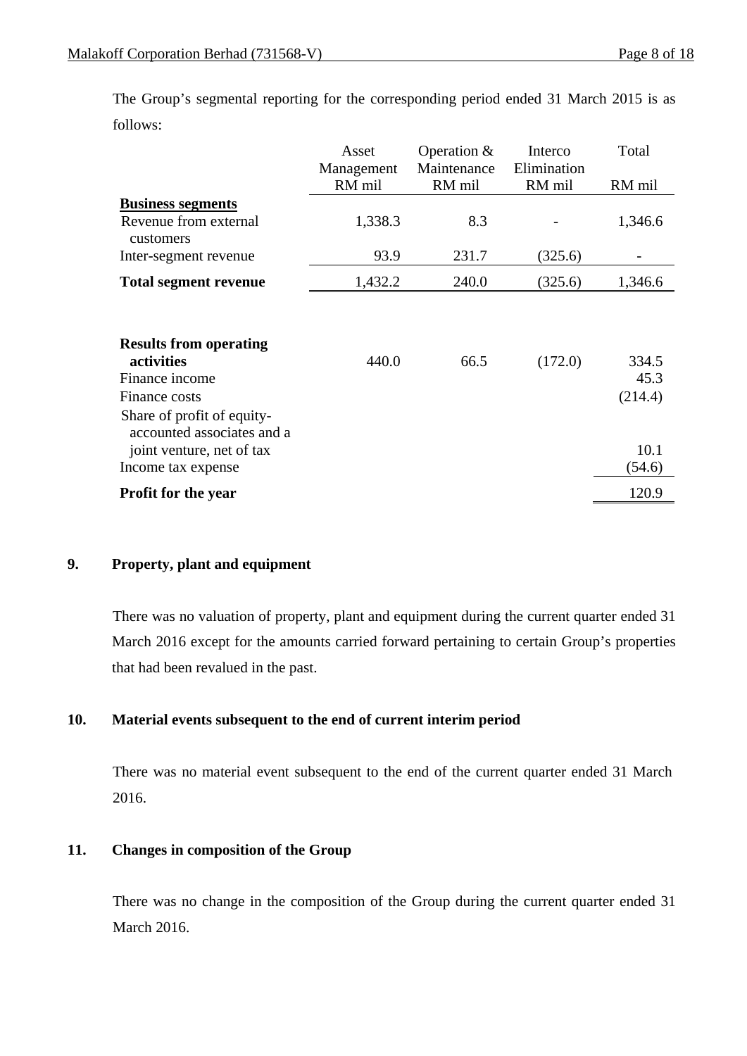The Group's segmental reporting for the corresponding period ended 31 March 2015 is as follows:

| | Asset Management RM mil | Operation & Maintenance RM mil | Interco Elimination RM mil | Total RM mil |
|---|---|---|---|---|
| **Business segments** | | | | |
| Revenue from external customers | 1,338.3 | 8.3 | - | 1,346.6 |
| Inter-segment revenue | 93.9 | 231.7 | (325.6) | - |
| **Total segment revenue** | 1,432.2 | 240.0 | (325.6) | 1,346.6 |
| | | | | |
| **Results from operating activities** | 440.0 | 66.5 | (172.0) | 334.5 |
| Finance income | | | | 45.3 |
| Finance costs | | | | (214.4) |
| Share of profit of equity-accounted associates and a joint venture, net of tax | | | | 10.1 |
| Income tax expense | | | | (54.6) |
| **Profit for the year** | | | | 120.9 |

## 9. Property, plant and equipment

There was no valuation of property, plant and equipment during the current quarter ended 31 March 2016 except for the amounts carried forward pertaining to certain Group's properties that had been revalued in the past.

## 10. Material events subsequent to the end of current interim period

There was no material event subsequent to the end of the current quarter ended 31 March 2016.

## 11. Changes in composition of the Group

There was no change in the composition of the Group during the current quarter ended 31 March 2016.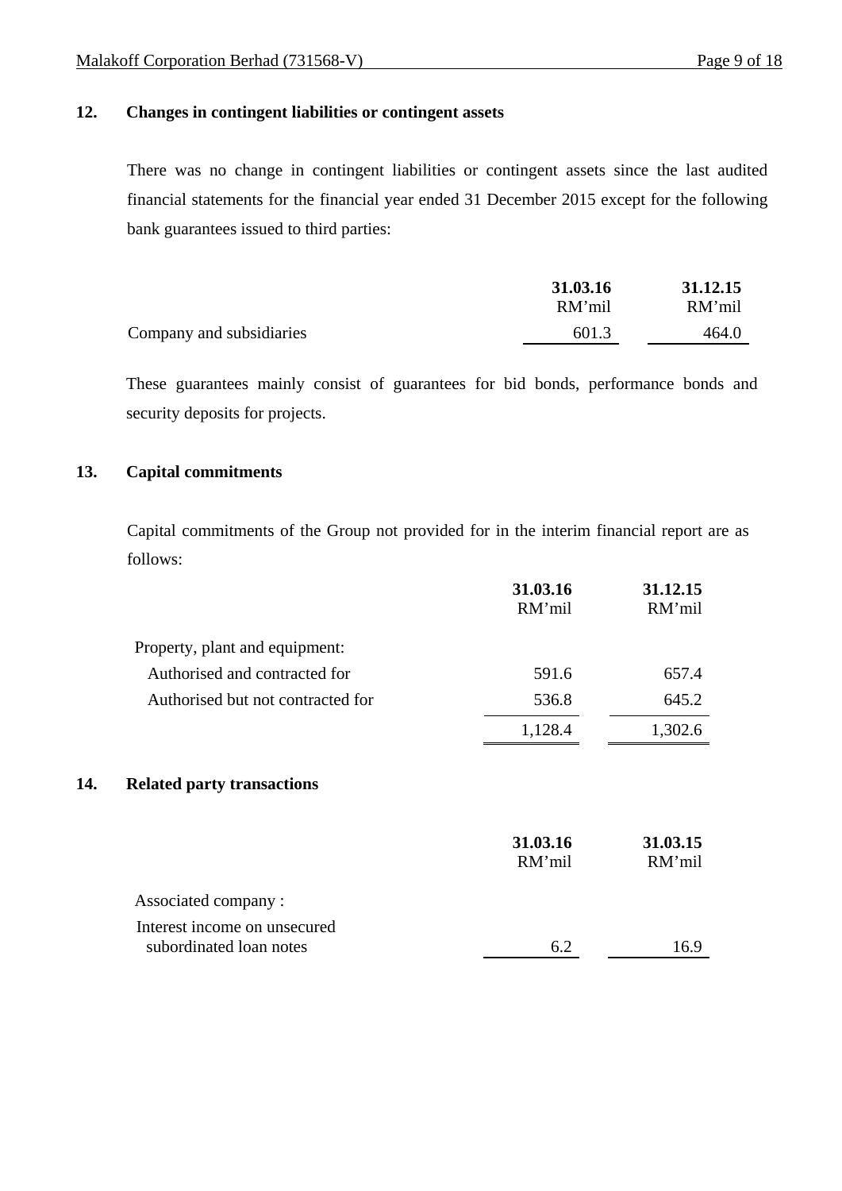## 12. Changes in contingent liabilities or contingent assets

There was no change in contingent liabilities or contingent assets since the last audited financial statements for the financial year ended 31 December 2015 except for the following bank guarantees issued to third parties:

| | **31.03.16** RM'mil | **31.12.15** RM'mil |
|---|---|---|
| Company and subsidiaries | 601.3 | 464.0 |

These guarantees mainly consist of guarantees for bid bonds, performance bonds and security deposits for projects.

## 13. Capital commitments

Capital commitments of the Group not provided for in the interim financial report are as follows:

| | **31.03.16** RM'mil | **31.12.15** RM'mil |
|---|---|---|
| Property, plant and equipment: | | |
| Authorised and contracted for | 591.6 | 657.4 |
| Authorised but not contracted for | 536.8 | 645.2 |
| | 1,128.4 | 1,302.6 |

## 14. Related party transactions

| | **31.03.16** RM'mil | **31.03.15** RM'mil |
|---|---|---|
| Associated company : | | |
| Interest income on unsecured subordinated loan notes | 6.2 | 16.9 |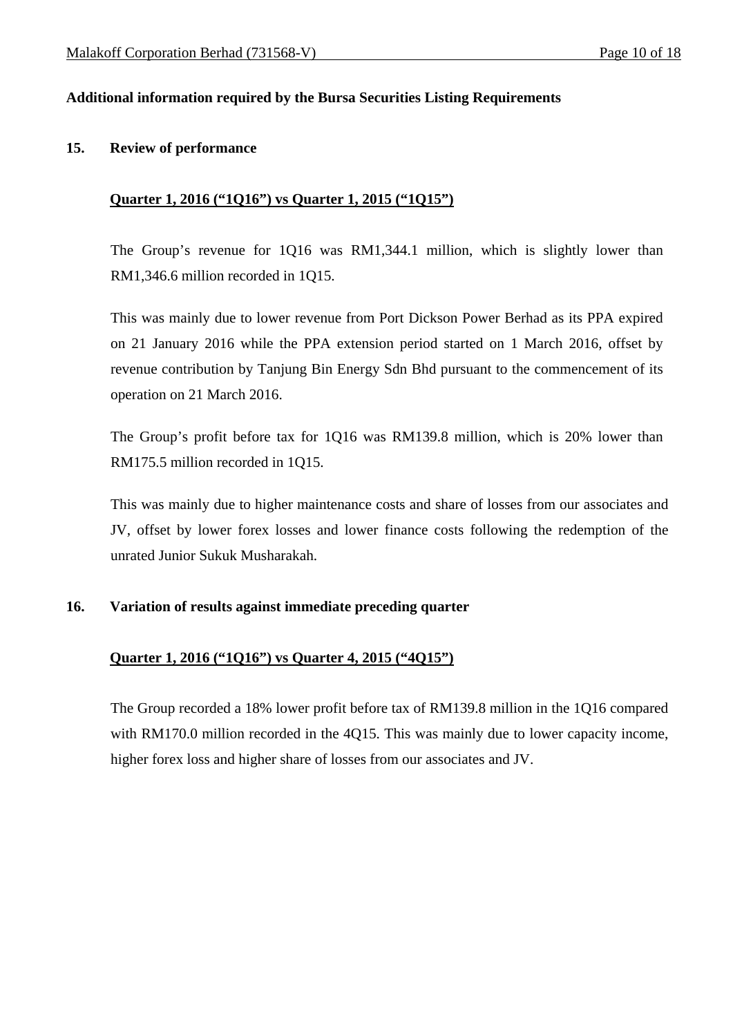**Additional information required by the Bursa Securities Listing Requirements**

**15. Review of performance**

**<u>Quarter 1, 2016 (“1Q16”) vs Quarter 1, 2015 (“1Q15”)</u>**

The Group’s revenue for 1Q16 was RM1,344.1 million, which is slightly lower than RM1,346.6 million recorded in 1Q15.

This was mainly due to lower revenue from Port Dickson Power Berhad as its PPA expired on 21 January 2016 while the PPA extension period started on 1 March 2016, offset by revenue contribution by Tanjung Bin Energy Sdn Bhd pursuant to the commencement of its operation on 21 March 2016.

The Group’s profit before tax for 1Q16 was RM139.8 million, which is 20% lower than RM175.5 million recorded in 1Q15.

This was mainly due to higher maintenance costs and share of losses from our associates and JV, offset by lower forex losses and lower finance costs following the redemption of the unrated Junior Sukuk Musharakah.

**16. Variation of results against immediate preceding quarter**

**<u>Quarter 1, 2016 (“1Q16”) vs Quarter 4, 2015 (“4Q15”)</u>**

The Group recorded a 18% lower profit before tax of RM139.8 million in the 1Q16 compared with RM170.0 million recorded in the 4Q15. This was mainly due to lower capacity income, higher forex loss and higher share of losses from our associates and JV.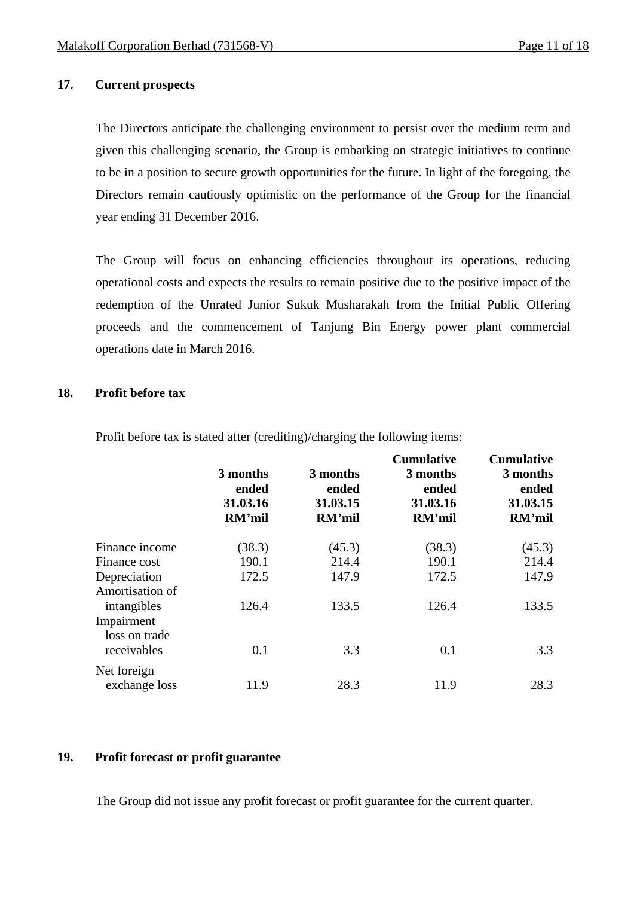## 17. Current prospects

The Directors anticipate the challenging environment to persist over the medium term and given this challenging scenario, the Group is embarking on strategic initiatives to continue to be in a position to secure growth opportunities for the future. In light of the foregoing, the Directors remain cautiously optimistic on the performance of the Group for the financial year ending 31 December 2016.

The Group will focus on enhancing efficiencies throughout its operations, reducing operational costs and expects the results to remain positive due to the positive impact of the redemption of the Unrated Junior Sukuk Musharakah from the Initial Public Offering proceeds and the commencement of Tanjung Bin Energy power plant commercial operations date in March 2016.

## 18. Profit before tax

Profit before tax is stated after (crediting)/charging the following items:

| | 3 months ended 31.03.16 RM'mil | 3 months ended 31.03.15 RM'mil | Cumulative 3 months ended 31.03.16 RM'mil | Cumulative 3 months ended 31.03.15 RM'mil |
|---|---|---|---|---|
| Finance income | (38.3) | (45.3) | (38.3) | (45.3) |
| Finance cost | 190.1 | 214.4 | 190.1 | 214.4 |
| Depreciation | 172.5 | 147.9 | 172.5 | 147.9 |
| Amortisation of intangibles | 126.4 | 133.5 | 126.4 | 133.5 |
| Impairment loss on trade receivables | 0.1 | 3.3 | 0.1 | 3.3 |
| Net foreign exchange loss | 11.9 | 28.3 | 11.9 | 28.3 |

## 19. Profit forecast or profit guarantee

The Group did not issue any profit forecast or profit guarantee for the current quarter.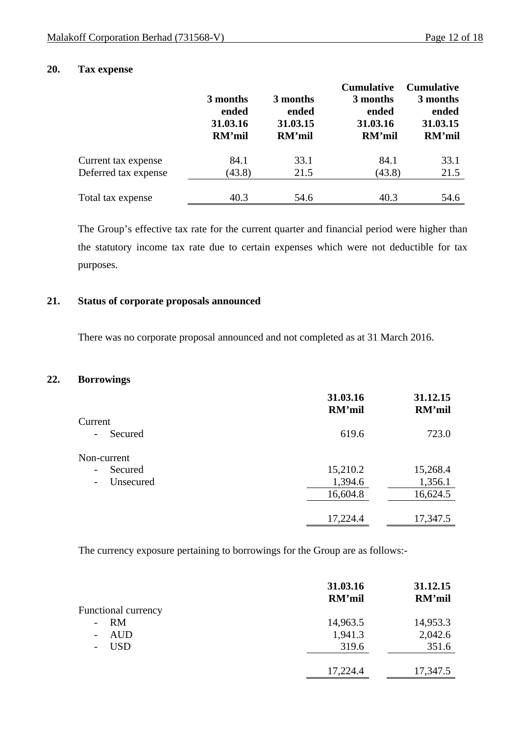## 20. Tax expense

| | 3 months ended 31.03.16 RM'mil | 3 months ended 31.03.15 RM'mil | Cumulative 3 months ended 31.03.16 RM'mil | Cumulative 3 months ended 31.03.15 RM'mil |
|---|---|---|---|---|
| Current tax expense | 84.1 | 33.1 | 84.1 | 33.1 |
| Deferred tax expense | (43.8) | 21.5 | (43.8) | 21.5 |
| Total tax expense | 40.3 | 54.6 | 40.3 | 54.6 |

The Group's effective tax rate for the current quarter and financial period were higher than the statutory income tax rate due to certain expenses which were not deductible for tax purposes.

## 21. Status of corporate proposals announced

There was no corporate proposal announced and not completed as at 31 March 2016.

## 22. Borrowings

| | 31.03.16 RM'mil | 31.12.15 RM'mil |
|---|---|---|
| Current | | |
| - Secured | 619.6 | 723.0 |
| Non-current | | |
| - Secured | 15,210.2 | 15,268.4 |
| - Unsecured | 1,394.6 | 1,356.1 |
| | 16,604.8 | 16,624.5 |
| | 17,224.4 | 17,347.5 |

The currency exposure pertaining to borrowings for the Group are as follows:-

| | 31.03.16 RM'mil | 31.12.15 RM'mil |
|---|---|---|
| Functional currency | | |
| - RM | 14,963.5 | 14,953.3 |
| - AUD | 1,941.3 | 2,042.6 |
| - USD | 319.6 | 351.6 |
| | 17,224.4 | 17,347.5 |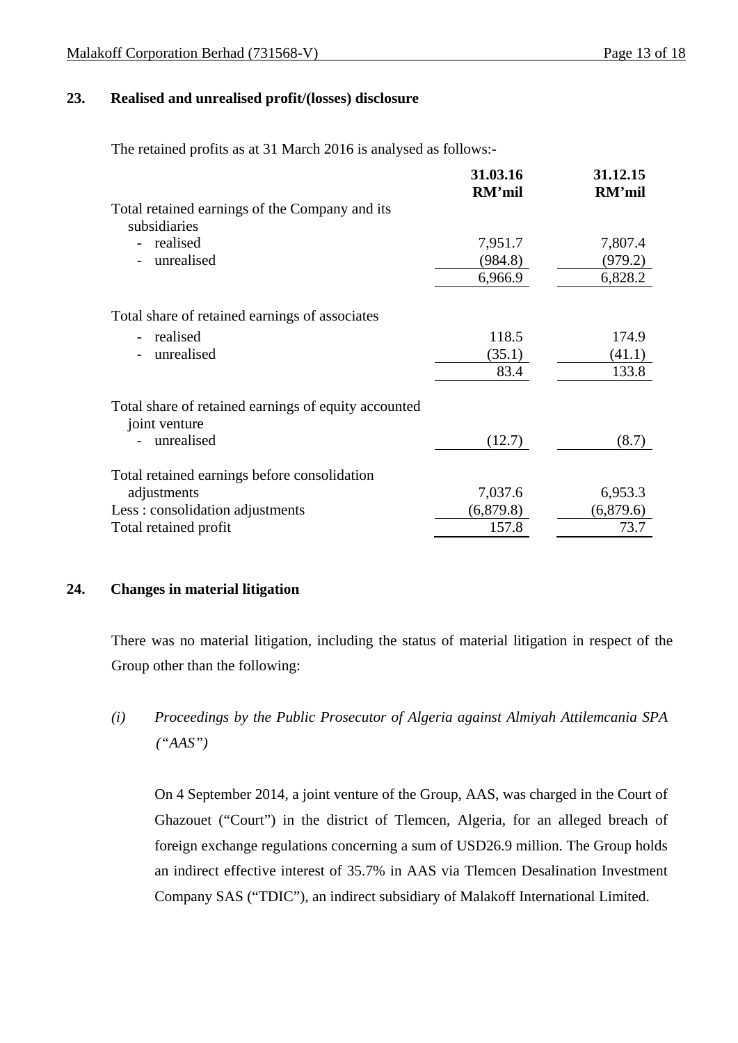## 23. Realised and unrealised profit/(losses) disclosure

The retained profits as at 31 March 2016 is analysed as follows:-

| | 31.03.16 RM'mil | 31.12.15 RM'mil |
|---|---|---|
| Total retained earnings of the Company and its subsidiaries | | |
| - realised | 7,951.7 | 7,807.4 |
| - unrealised | (984.8) | (979.2) |
| | 6,966.9 | 6,828.2 |
| Total share of retained earnings of associates | | |
| - realised | 118.5 | 174.9 |
| - unrealised | (35.1) | (41.1) |
| | 83.4 | 133.8 |
| Total share of retained earnings of equity accounted joint venture | | |
| - unrealised | (12.7) | (8.7) |
| Total retained earnings before consolidation adjustments | 7,037.6 | 6,953.3 |
| Less : consolidation adjustments | (6,879.8) | (6,879.6) |
| Total retained profit | 157.8 | 73.7 |

## 24. Changes in material litigation

There was no material litigation, including the status of material litigation in respect of the Group other than the following:

*(i) Proceedings by the Public Prosecutor of Algeria against Almiyah Attilemcania SPA ("AAS")*

On 4 September 2014, a joint venture of the Group, AAS, was charged in the Court of Ghazouet ("Court") in the district of Tlemcen, Algeria, for an alleged breach of foreign exchange regulations concerning a sum of USD26.9 million. The Group holds an indirect effective interest of 35.7% in AAS via Tlemcen Desalination Investment Company SAS ("TDIC"), an indirect subsidiary of Malakoff International Limited.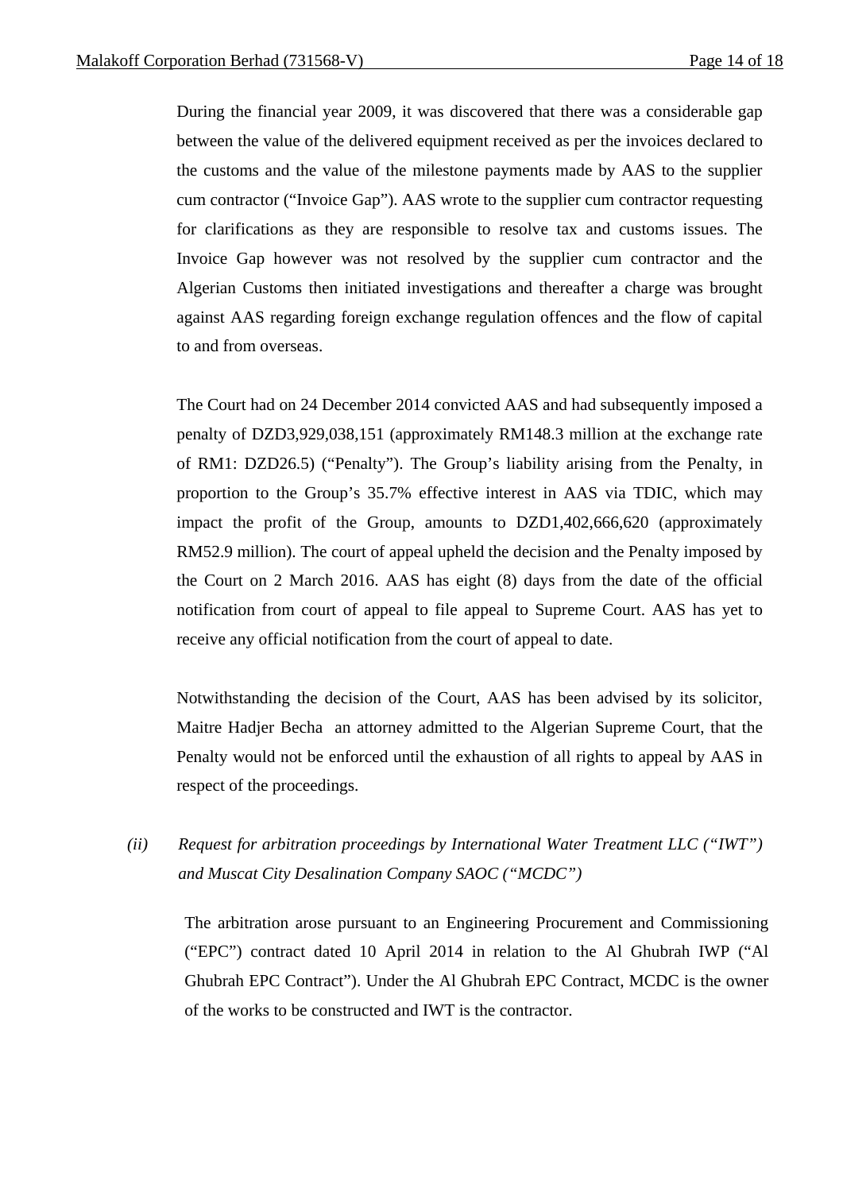During the financial year 2009, it was discovered that there was a considerable gap between the value of the delivered equipment received as per the invoices declared to the customs and the value of the milestone payments made by AAS to the supplier cum contractor ("Invoice Gap"). AAS wrote to the supplier cum contractor requesting for clarifications as they are responsible to resolve tax and customs issues. The Invoice Gap however was not resolved by the supplier cum contractor and the Algerian Customs then initiated investigations and thereafter a charge was brought against AAS regarding foreign exchange regulation offences and the flow of capital to and from overseas.

The Court had on 24 December 2014 convicted AAS and had subsequently imposed a penalty of DZD3,929,038,151 (approximately RM148.3 million at the exchange rate of RM1: DZD26.5) ("Penalty"). The Group's liability arising from the Penalty, in proportion to the Group's 35.7% effective interest in AAS via TDIC, which may impact the profit of the Group, amounts to DZD1,402,666,620 (approximately RM52.9 million). The court of appeal upheld the decision and the Penalty imposed by the Court on 2 March 2016. AAS has eight (8) days from the date of the official notification from court of appeal to file appeal to Supreme Court. AAS has yet to receive any official notification from the court of appeal to date.

Notwithstanding the decision of the Court, AAS has been advised by its solicitor, Maitre Hadjer Becha an attorney admitted to the Algerian Supreme Court, that the Penalty would not be enforced until the exhaustion of all rights to appeal by AAS in respect of the proceedings.

*(ii) Request for arbitration proceedings by International Water Treatment LLC ("IWT") and Muscat City Desalination Company SAOC ("MCDC")*

The arbitration arose pursuant to an Engineering Procurement and Commissioning ("EPC") contract dated 10 April 2014 in relation to the Al Ghubrah IWP ("Al Ghubrah EPC Contract"). Under the Al Ghubrah EPC Contract, MCDC is the owner of the works to be constructed and IWT is the contractor.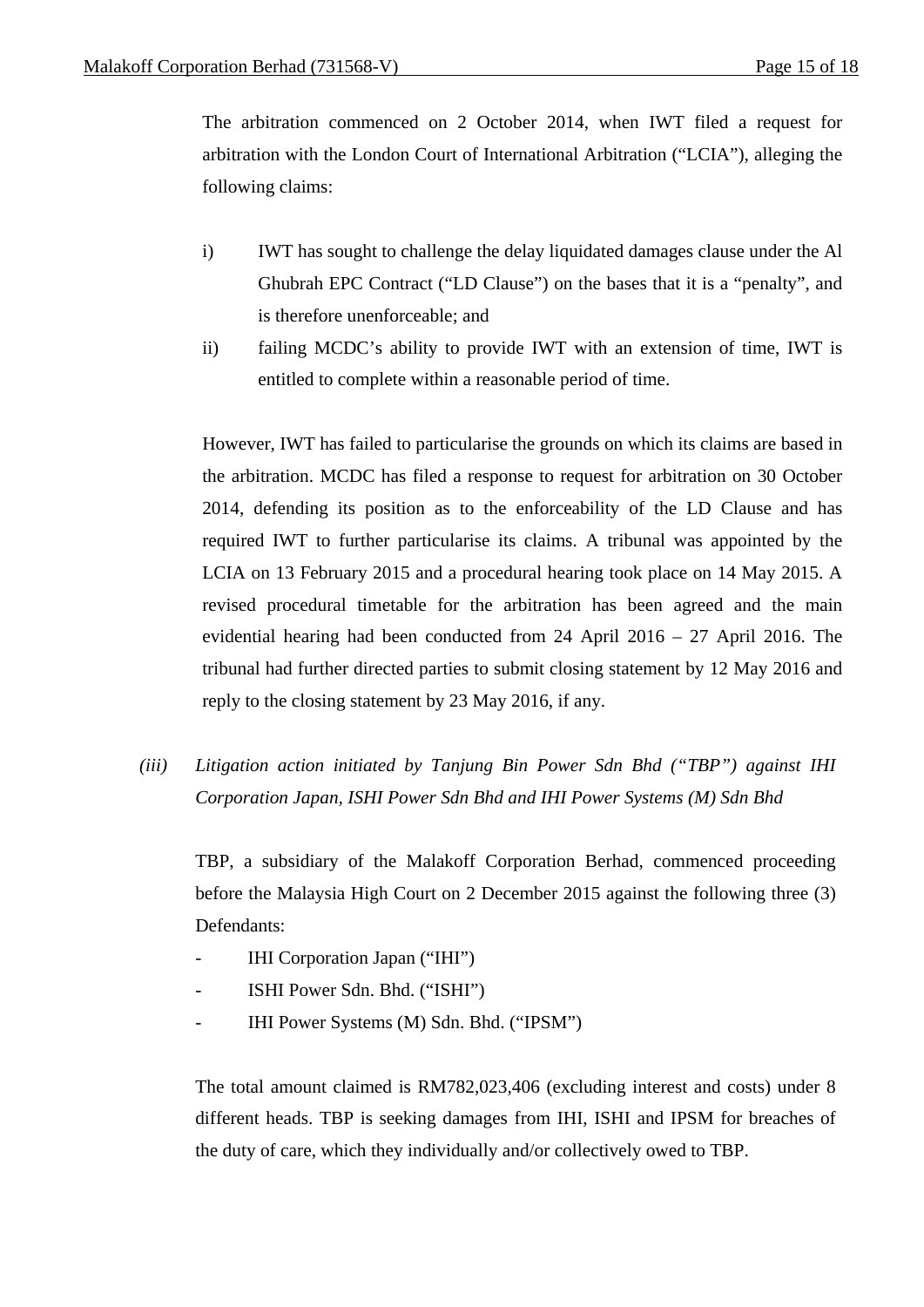The arbitration commenced on 2 October 2014, when IWT filed a request for arbitration with the London Court of International Arbitration ("LCIA"), alleging the following claims:

i) IWT has sought to challenge the delay liquidated damages clause under the Al Ghubrah EPC Contract ("LD Clause") on the bases that it is a "penalty", and is therefore unenforceable; and

ii) failing MCDC's ability to provide IWT with an extension of time, IWT is entitled to complete within a reasonable period of time.

However, IWT has failed to particularise the grounds on which its claims are based in the arbitration. MCDC has filed a response to request for arbitration on 30 October 2014, defending its position as to the enforceability of the LD Clause and has required IWT to further particularise its claims. A tribunal was appointed by the LCIA on 13 February 2015 and a procedural hearing took place on 14 May 2015. A revised procedural timetable for the arbitration has been agreed and the main evidential hearing had been conducted from 24 April 2016 – 27 April 2016. The tribunal had further directed parties to submit closing statement by 12 May 2016 and reply to the closing statement by 23 May 2016, if any.

*(iii) Litigation action initiated by Tanjung Bin Power Sdn Bhd ("TBP") against IHI Corporation Japan, ISHI Power Sdn Bhd and IHI Power Systems (M) Sdn Bhd*

TBP, a subsidiary of the Malakoff Corporation Berhad, commenced proceeding before the Malaysia High Court on 2 December 2015 against the following three (3) Defendants:

- IHI Corporation Japan ("IHI")
- ISHI Power Sdn. Bhd. ("ISHI")
- IHI Power Systems (M) Sdn. Bhd. ("IPSM")

The total amount claimed is RM782,023,406 (excluding interest and costs) under 8 different heads. TBP is seeking damages from IHI, ISHI and IPSM for breaches of the duty of care, which they individually and/or collectively owed to TBP.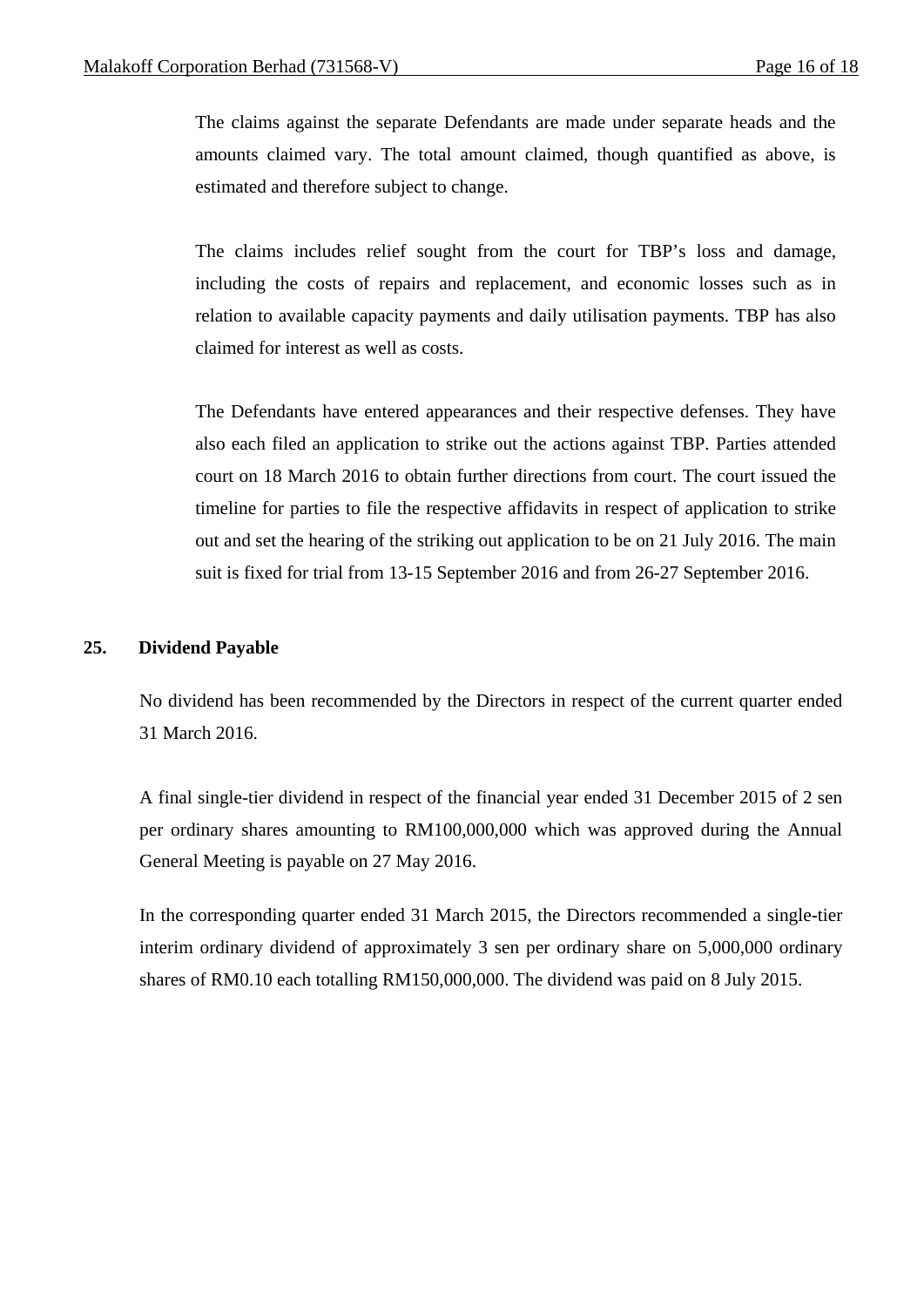The claims against the separate Defendants are made under separate heads and the amounts claimed vary. The total amount claimed, though quantified as above, is estimated and therefore subject to change.

The claims includes relief sought from the court for TBP's loss and damage, including the costs of repairs and replacement, and economic losses such as in relation to available capacity payments and daily utilisation payments. TBP has also claimed for interest as well as costs.

The Defendants have entered appearances and their respective defenses. They have also each filed an application to strike out the actions against TBP. Parties attended court on 18 March 2016 to obtain further directions from court. The court issued the timeline for parties to file the respective affidavits in respect of application to strike out and set the hearing of the striking out application to be on 21 July 2016. The main suit is fixed for trial from 13-15 September 2016 and from 26-27 September 2016.

## 25. Dividend Payable

No dividend has been recommended by the Directors in respect of the current quarter ended 31 March 2016.

A final single-tier dividend in respect of the financial year ended 31 December 2015 of 2 sen per ordinary shares amounting to RM100,000,000 which was approved during the Annual General Meeting is payable on 27 May 2016.

In the corresponding quarter ended 31 March 2015, the Directors recommended a single-tier interim ordinary dividend of approximately 3 sen per ordinary share on 5,000,000 ordinary shares of RM0.10 each totalling RM150,000,000. The dividend was paid on 8 July 2015.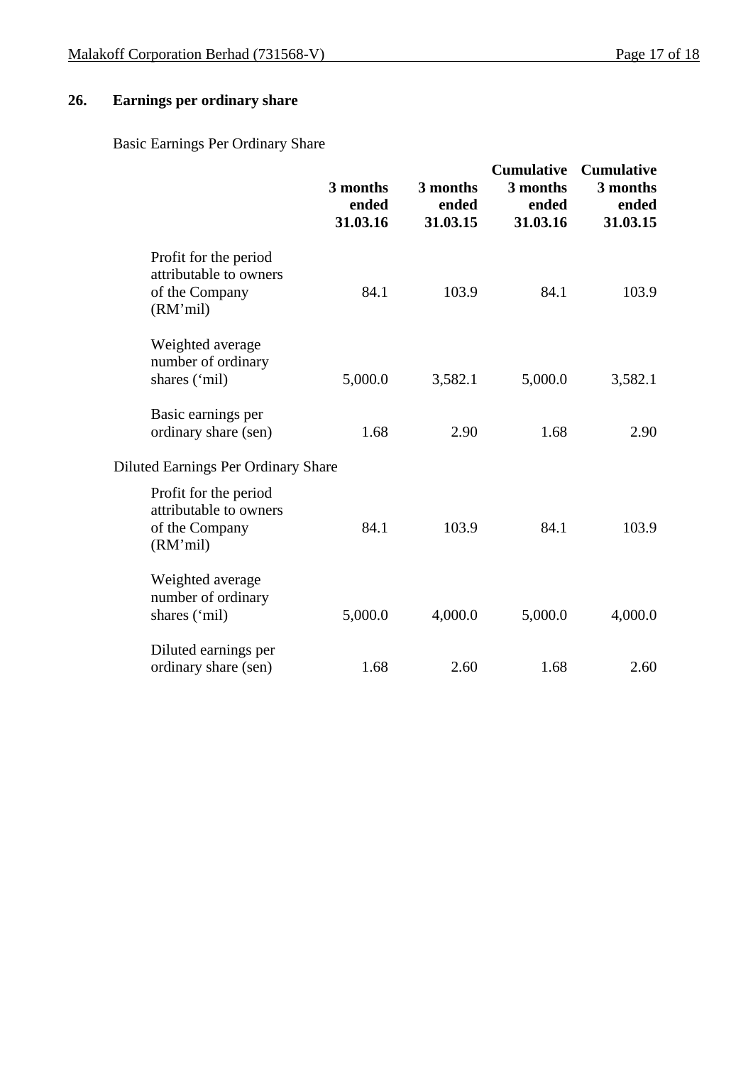## 26. Earnings per ordinary share

Basic Earnings Per Ordinary Share

| | 3 months ended 31.03.16 | 3 months ended 31.03.15 | Cumulative 3 months ended 31.03.16 | Cumulative 3 months ended 31.03.15 |
|---|---|---|---|---|
| Profit for the period attributable to owners of the Company (RM'mil) | 84.1 | 103.9 | 84.1 | 103.9 |
| Weighted average number of ordinary shares ('mil) | 5,000.0 | 3,582.1 | 5,000.0 | 3,582.1 |
| Basic earnings per ordinary share (sen) | 1.68 | 2.90 | 1.68 | 2.90 |

Diluted Earnings Per Ordinary Share

| | 3 months ended 31.03.16 | 3 months ended 31.03.15 | Cumulative 3 months ended 31.03.16 | Cumulative 3 months ended 31.03.15 |
|---|---|---|---|---|
| Profit for the period attributable to owners of the Company (RM'mil) | 84.1 | 103.9 | 84.1 | 103.9 |
| Weighted average number of ordinary shares ('mil) | 5,000.0 | 4,000.0 | 5,000.0 | 4,000.0 |
| Diluted earnings per ordinary share (sen) | 1.68 | 2.60 | 1.68 | 2.60 |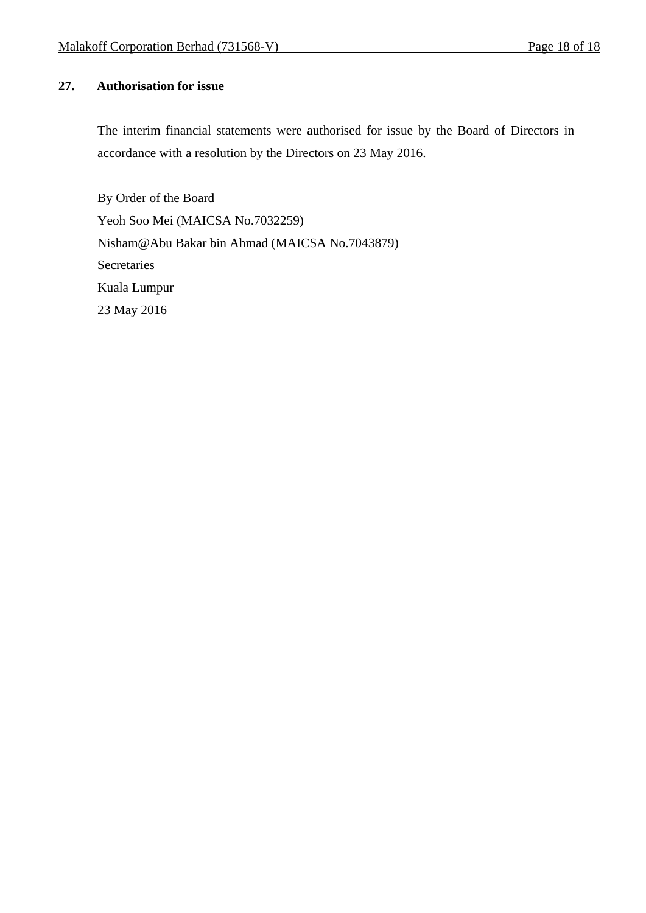## 27. Authorisation for issue

The interim financial statements were authorised for issue by the Board of Directors in accordance with a resolution by the Directors on 23 May 2016.

By Order of the Board  
Yeoh Soo Mei (MAICSA No.7032259)  
Nisham@Abu Bakar bin Ahmad (MAICSA No.7043879)  
Secretaries  
Kuala Lumpur  
23 May 2016